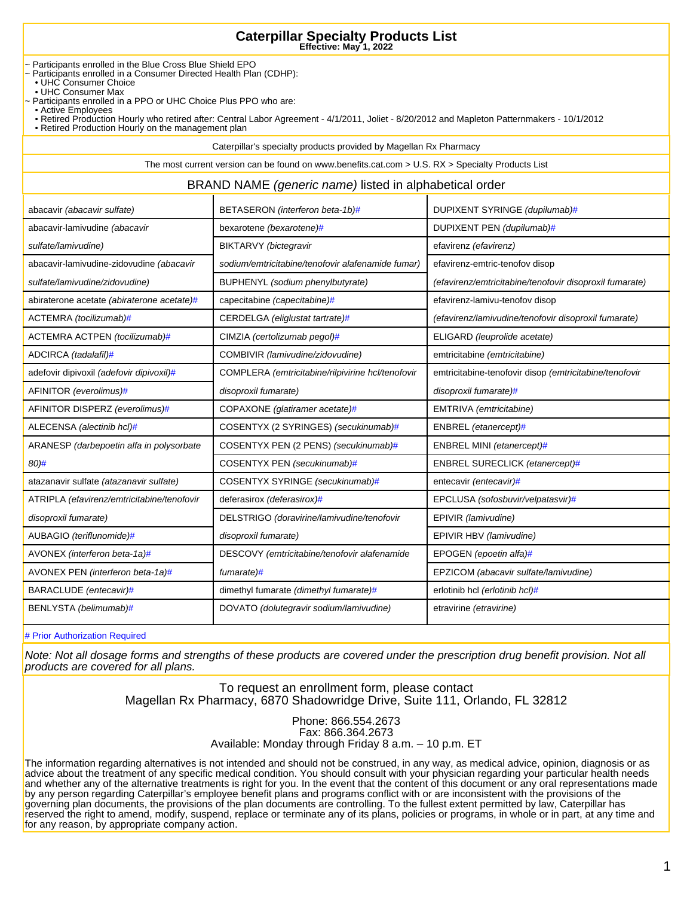# Caterpillar Specialty Products List

**Effective: May 1, 2022**

~ Participants enrolled in the Blue Cross Blue Shield EPO
~ Participants enrolled in a Consumer Directed Health Plan (CDHP):
- UHC Consumer Choice
- UHC Consumer Max

~ Participants enrolled in a PPO or UHC Choice Plus PPO who are:
- Active Employees
- Retired Production Hourly who retired after: Central Labor Agreement - 4/1/2011, Joliet - 8/20/2012 and Mapleton Patternmakers - 10/1/2012
- Retired Production Hourly on the management plan

Caterpillar's specialty products provided by Magellan Rx Pharmacy

The most current version can be found on www.benefits.cat.com > U.S. RX > Specialty Products List

## BRAND NAME *(generic name)* listed in alphabetical order

| | | |
|---|---|---|
| abacavir *(abacavir sulfate)* | BETASERON *(interferon beta-1b)*# | DUPIXENT SYRINGE *(dupilumab)*# |
| abacavir-lamivudine *(abacavir sulfate/lamivudine)* | bexarotene *(bexarotene)*# | DUPIXENT PEN *(dupilumab)*# |
| abacavir-lamivudine-zidovudine *(abacavir sulfate/lamivudine/zidovudine)* | BIKTARVY *(bictegravir sodium/emtricitabine/tenofovir alafenamide fumar)* | efavirenz *(efavirenz)* |
| abiraterone acetate *(abiraterone acetate)*# | BUPHENYL *(sodium phenylbutyrate)* | efavirenz-emtric-tenofov disop *(efavirenz/emtricitabine/tenofovir disoproxil fumarate)* |
| ACTEMRA *(tocilizumab)*# | capecitabine *(capecitabine)*# | efavirenz-lamivu-tenofov disop *(efavirenz/lamivudine/tenofovir disoproxil fumarate)* |
| ACTEMRA ACTPEN *(tocilizumab)*# | CERDELGA *(eliglustat tartrate)*# | ELIGARD *(leuprolide acetate)* |
| ADCIRCA *(tadalafil)*# | CIMZIA *(certolizumab pegol)*# | emtricitabine *(emtricitabine)* |
| adefovir dipivoxil *(adefovir dipivoxil)*# | COMBIVIR *(lamivudine/zidovudine)* | emtricitabine-tenofovir disop *(emtricitabine/tenofovir disoproxil fumarate)*# |
| AFINITOR *(everolimus)*# | COMPLERA *(emtricitabine/rilpivirine hcl/tenofovir disoproxil fumarate)* | EMTRIVA *(emtricitabine)* |
| AFINITOR DISPERZ *(everolimus)*# | COPAXONE *(glatiramer acetate)*# | ENBREL *(etanercept)*# |
| ALECENSA *(alectinib hcl)*# | COSENTYX (2 SYRINGES) *(secukinumab)*# | ENBREL MINI *(etanercept)*# |
| ARANESP *(darbepoetin alfa in polysorbate 80)*# | COSENTYX PEN (2 PENS) *(secukinumab)*# | ENBREL SURECLICK *(etanercept)*# |
| atazanavir sulfate *(atazanavir sulfate)* | COSENTYX PEN *(secukinumab)*# | entecavir *(entecavir)*# |
| ATRIPLA *(efavirenz/emtricitabine/tenofovir disoproxil fumarate)* | COSENTYX SYRINGE *(secukinumab)*# | EPCLUSA *(sofosbuvir/velpatasvir)*# |
| AUBAGIO *(teriflunomide)*# | deferasirox *(deferasirox)*# | EPIVIR *(lamivudine)* |
| AVONEX *(interferon beta-1a)*# | DELSTRIGO *(doravirine/lamivudine/tenofovir disoproxil fumarate)* | EPIVIR HBV *(lamivudine)* |
| AVONEX PEN *(interferon beta-1a)*# | DESCOVY *(emtricitabine/tenofovir alafenamide fumarate)*# | EPOGEN *(epoetin alfa)*# |
| BARACLUDE *(entecavir)*# | dimethyl fumarate *(dimethyl fumarate)*# | EPZICOM *(abacavir sulfate/lamivudine)* |
| BENLYSTA *(belimumab)*# | DOVATO *(dolutegravir sodium/lamivudine)* | erlotinib hcl *(erlotinib hcl)*# |
| | | etravirine *(etravirine)* |

\# Prior Authorization Required

*Note: Not all dosage forms and strengths of these products are covered under the prescription drug benefit provision. Not all products are covered for all plans.*

To request an enrollment form, please contact
Magellan Rx Pharmacy, 6870 Shadowridge Drive, Suite 111, Orlando, FL 32812

Phone: 866.554.2673
Fax: 866.364.2673
Available: Monday through Friday 8 a.m. – 10 p.m. ET

The information regarding alternatives is not intended and should not be construed, in any way, as medical advice, opinion, diagnosis or as advice about the treatment of any specific medical condition. You should consult with your physician regarding your particular health needs and whether any of the alternative treatments is right for you. In the event that the content of this document or any oral representations made by any person regarding Caterpillar's employee benefit plans and programs conflict with or are inconsistent with the provisions of the governing plan documents, the provisions of the plan documents are controlling. To the fullest extent permitted by law, Caterpillar has reserved the right to amend, modify, suspend, replace or terminate any of its plans, policies or programs, in whole or in part, at any time and for any reason, by appropriate company action.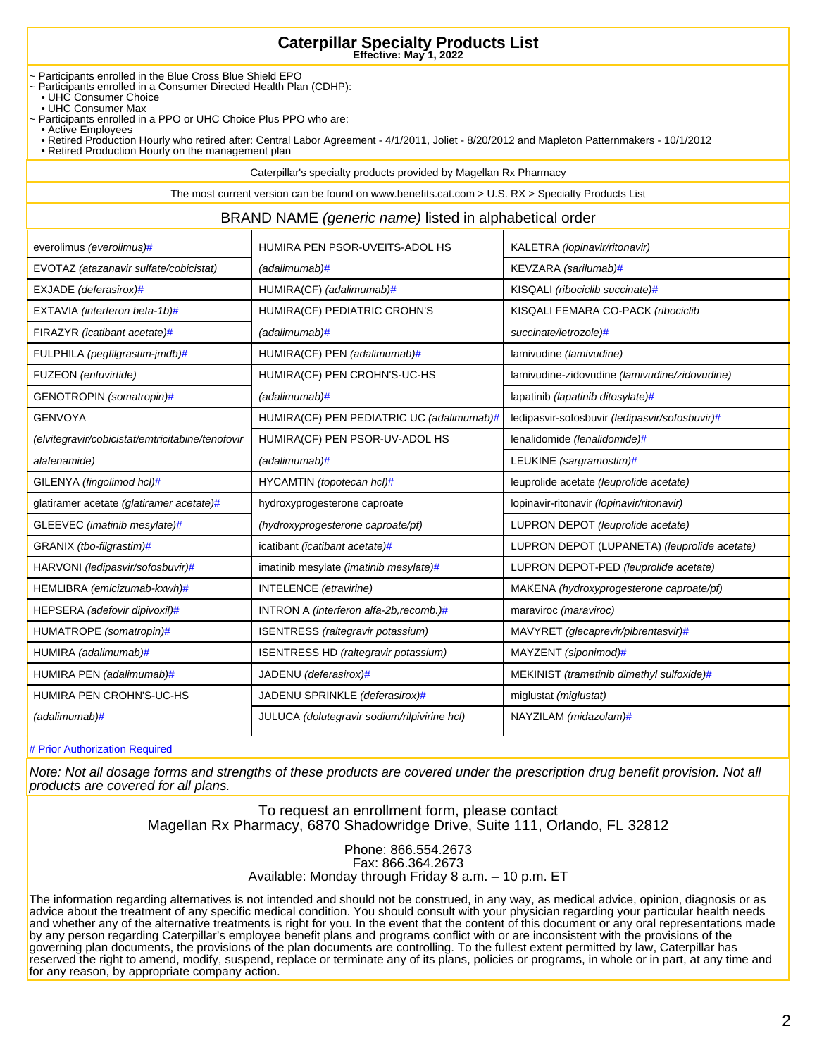# Caterpillar Specialty Products List

**Effective: May 1, 2022**

~ Participants enrolled in the Blue Cross Blue Shield EPO
~ Participants enrolled in a Consumer Directed Health Plan (CDHP):
- UHC Consumer Choice
- UHC Consumer Max

~ Participants enrolled in a PPO or UHC Choice Plus PPO who are:
- Active Employees
- Retired Production Hourly who retired after: Central Labor Agreement - 4/1/2011, Joliet - 8/20/2012 and Mapleton Patternmakers - 10/1/2012
- Retired Production Hourly on the management plan

Caterpillar's specialty products provided by Magellan Rx Pharmacy

The most current version can be found on www.benefits.cat.com > U.S. RX > Specialty Products List

## BRAND NAME *(generic name)* listed in alphabetical order

| | | |
|---|---|---|
| everolimus *(everolimus)*# | HUMIRA PEN PSOR-UVEITS-ADOL HS *(adalimumab)*# | KALETRA *(lopinavir/ritonavir)* |
| EVOTAZ *(atazanavir sulfate/cobicistat)* | | KEVZARA *(sarilumab)*# |
| EXJADE *(deferasirox)*# | HUMIRA(CF) *(adalimumab)*# | KISQALI *(ribociclib succinate)*# |
| EXTAVIA *(interferon beta-1b)*# | HUMIRA(CF) PEDIATRIC CROHN'S *(adalimumab)*# | KISQALI FEMARA CO-PACK *(ribociclib succinate/letrozole)*# |
| FIRAZYR *(icatibant acetate)*# | | |
| FULPHILA *(pegfilgrastim-jmdb)*# | HUMIRA(CF) PEN *(adalimumab)*# | lamivudine *(lamivudine)* |
| FUZEON *(enfuvirtide)* | HUMIRA(CF) PEN CROHN'S-UC-HS *(adalimumab)*# | lamivudine-zidovudine *(lamivudine/zidovudine)* |
| GENOTROPIN *(somatropin)*# | | lapatinib *(lapatinib ditosylate)*# |
| GENVOYA *(elvitegravir/cobicistat/emtricitabine/tenofovir alafenamide)* | HUMIRA(CF) PEN PEDIATRIC UC *(adalimumab)*# | ledipasvir-sofosbuvir *(ledipasvir/sofosbuvir)*# |
| | HUMIRA(CF) PEN PSOR-UV-ADOL HS *(adalimumab)*# | lenalidomide *(lenalidomide)*# |
| | | LEUKINE *(sargramostim)*# |
| GILENYA *(fingolimod hcl)*# | HYCAMTIN *(topotecan hcl)*# | leuprolide acetate *(leuprolide acetate)* |
| glatiramer acetate *(glatiramer acetate)*# | hydroxyprogesterone caproate *(hydroxyprogesterone caproate/pf)* | lopinavir-ritonavir *(lopinavir/ritonavir)* |
| GLEEVEC *(imatinib mesylate)*# | | LUPRON DEPOT *(leuprolide acetate)* |
| GRANIX *(tbo-filgrastim)*# | icatibant *(icatibant acetate)*# | LUPRON DEPOT (LUPANETA) *(leuprolide acetate)* |
| HARVONI *(ledipasvir/sofosbuvir)*# | imatinib mesylate *(imatinib mesylate)*# | LUPRON DEPOT-PED *(leuprolide acetate)* |
| HEMLIBRA *(emicizumab-kxwh)*# | INTELENCE *(etravirine)* | MAKENA *(hydroxyprogesterone caproate/pf)* |
| HEPSERA *(adefovir dipivoxil)*# | INTRON A *(interferon alfa-2b,recomb.)*# | maraviroc *(maraviroc)* |
| HUMATROPE *(somatropin)*# | ISENTRESS *(raltegravir potassium)* | MAVYRET *(glecaprevir/pibrentasvir)*# |
| HUMIRA *(adalimumab)*# | ISENTRESS HD *(raltegravir potassium)* | MAYZENT *(siponimod)*# |
| HUMIRA PEN *(adalimumab)*# | JADENU *(deferasirox)*# | MEKINIST *(trametinib dimethyl sulfoxide)*# |
| HUMIRA PEN CROHN'S-UC-HS *(adalimumab)*# | JADENU SPRINKLE *(deferasirox)*# | miglustat *(miglustat)* |
| | JULUCA *(dolutegravir sodium/rilpivirine hcl)* | NAYZILAM *(midazolam)*# |

# Prior Authorization Required

*Note: Not all dosage forms and strengths of these products are covered under the prescription drug benefit provision. Not all products are covered for all plans.*

To request an enrollment form, please contact
Magellan Rx Pharmacy, 6870 Shadowridge Drive, Suite 111, Orlando, FL 32812

Phone: 866.554.2673
Fax: 866.364.2673
Available: Monday through Friday 8 a.m. – 10 p.m. ET

The information regarding alternatives is not intended and should not be construed, in any way, as medical advice, opinion, diagnosis or as advice about the treatment of any specific medical condition. You should consult with your physician regarding your particular health needs and whether any of the alternative treatments is right for you. In the event that the content of this document or any oral representations made by any person regarding Caterpillar's employee benefit plans and programs conflict with or are inconsistent with the provisions of the governing plan documents, the provisions of the plan documents are controlling. To the fullest extent permitted by law, Caterpillar has reserved the right to amend, modify, suspend, replace or terminate any of its plans, policies or programs, in whole or in part, at any time and for any reason, by appropriate company action.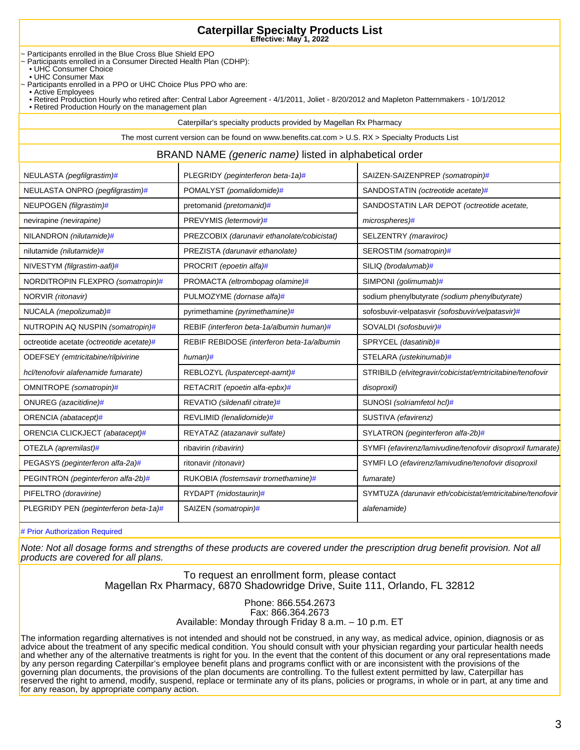# Caterpillar Specialty Products List

**Effective: May 1, 2022**

~ Participants enrolled in the Blue Cross Blue Shield EPO
~ Participants enrolled in a Consumer Directed Health Plan (CDHP):
- UHC Consumer Choice
- UHC Consumer Max

~ Participants enrolled in a PPO or UHC Choice Plus PPO who are:
- Active Employees
- Retired Production Hourly who retired after: Central Labor Agreement - 4/1/2011, Joliet - 8/20/2012 and Mapleton Patternmakers - 10/1/2012
- Retired Production Hourly on the management plan

Caterpillar's specialty products provided by Magellan Rx Pharmacy

The most current version can be found on www.benefits.cat.com > U.S. RX > Specialty Products List

## BRAND NAME *(generic name)* listed in alphabetical order

| | | |
|---|---|---|
| NEULASTA *(pegfilgrastim)*# | PLEGRIDY *(peginterferon beta-1a)*# | SAIZEN-SAIZENPREP *(somatropin)*# |
| NEULASTA ONPRO *(pegfilgrastim)*# | POMALYST *(pomalidomide)*# | SANDOSTATIN *(octreotide acetate)*# |
| NEUPOGEN *(filgrastim)*# | pretomanid *(pretomanid)*# | SANDOSTATIN LAR DEPOT *(octreotide acetate, microspheres)*# |
| nevirapine *(nevirapine)* | PREVYMIS *(letermovir)*# | SELZENTRY *(maraviroc)* |
| NILANDRON *(nilutamide)*# | PREZCOBIX *(darunavir ethanolate/cobicistat)* | SEROSTIM *(somatropin)*# |
| nilutamide *(nilutamide)*# | PREZISTA *(darunavir ethanolate)* | SILIQ *(brodalumab)*# |
| NIVESTYM *(filgrastim-aafi)*# | PROCRIT *(epoetin alfa)*# | SIMPONI *(golimumab)*# |
| NORDITROPIN FLEXPRO *(somatropin)*# | PROMACTA *(eltrombopag olamine)*# | sodium phenylbutyrate *(sodium phenylbutyrate)* |
| NORVIR *(ritonavir)* | PULMOZYME *(dornase alfa)*# | sofosbuvir-velpatasvir *(sofosbuvir/velpatasvir)*# |
| NUCALA *(mepolizumab)*# | pyrimethamine *(pyrimethamine)*# | SOVALDI *(sofosbuvir)*# |
| NUTROPIN AQ NUSPIN *(somatropin)*# | REBIF *(interferon beta-1a/albumin human)*# | SPRYCEL *(dasatinib)*# |
| octreotide acetate *(octreotide acetate)*# | REBIF REBIDOSE *(interferon beta-1a/albumin human)*# | STELARA *(ustekinumab)*# |
| ODEFSEY *(emtricitabine/rilpivirine hcl/tenofovir alafenamide fumarate)* | REBLOZYL *(luspatercept-aamt)*# | STRIBILD *(elvitegravir/cobicistat/emtricitabine/tenofovir disoproxil)* |
| OMNITROPE *(somatropin)*# | RETACRIT *(epoetin alfa-epbx)*# | SUNOSI *(solriamfetol hcl)*# |
| ONUREG *(azacitidine)*# | REVATIO *(sildenafil citrate)*# | SUSTIVA *(efavirenz)* |
| ORENCIA *(abatacept)*# | REVLIMID *(lenalidomide)*# | SYLATRON *(peginterferon alfa-2b)*# |
| ORENCIA CLICKJECT *(abatacept)*# | REYATAZ *(atazanavir sulfate)* | SYMFI *(efavirenz/lamivudine/tenofovir disoproxil fumarate)* |
| OTEZLA *(apremilast)*# | ribavirin *(ribavirin)* | SYMFI LO *(efavirenz/lamivudine/tenofovir disoproxil fumarate)* |
| PEGASYS *(peginterferon alfa-2a)*# | ritonavir *(ritonavir)* | SYMTUZA *(darunavir eth/cobicistat/emtricitabine/tenofovir alafenamide)* |
| PEGINTRON *(peginterferon alfa-2b)*# | RUKOBIA *(fostemsavir tromethamine)*# | |
| PIFELTRO *(doravirine)* | RYDAPT *(midostaurin)*# | |
| PLEGRIDY PEN *(peginterferon beta-1a)*# | SAIZEN *(somatropin)*# | |

\# Prior Authorization Required

*Note: Not all dosage forms and strengths of these products are covered under the prescription drug benefit provision. Not all products are covered for all plans.*

To request an enrollment form, please contact
Magellan Rx Pharmacy, 6870 Shadowridge Drive, Suite 111, Orlando, FL 32812

Phone: 866.554.2673
Fax: 866.364.2673
Available: Monday through Friday 8 a.m. – 10 p.m. ET

The information regarding alternatives is not intended and should not be construed, in any way, as medical advice, opinion, diagnosis or as advice about the treatment of any specific medical condition. You should consult with your physician regarding your particular health needs and whether any of the alternative treatments is right for you. In the event that the content of this document or any oral representations made by any person regarding Caterpillar's employee benefit plans and programs conflict with or are inconsistent with the provisions of the governing plan documents, the provisions of the plan documents are controlling. To the fullest extent permitted by law, Caterpillar has reserved the right to amend, modify, suspend, replace or terminate any of its plans, policies or programs, in whole or in part, at any time and for any reason, by appropriate company action.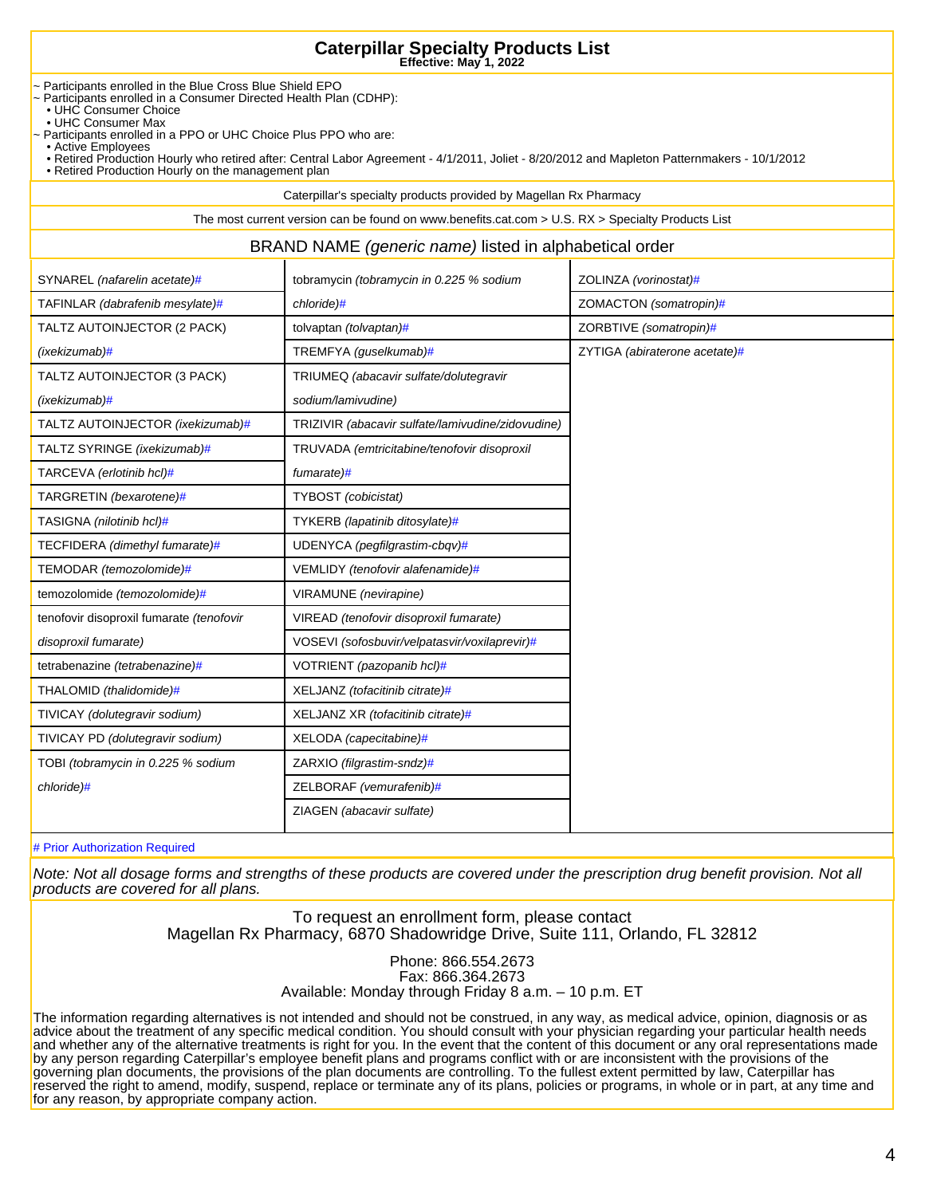# Caterpillar Specialty Products List

**Effective: May 1, 2022**

~ Participants enrolled in the Blue Cross Blue Shield EPO
~ Participants enrolled in a Consumer Directed Health Plan (CDHP):
- UHC Consumer Choice
- UHC Consumer Max

~ Participants enrolled in a PPO or UHC Choice Plus PPO who are:
- Active Employees
- Retired Production Hourly who retired after: Central Labor Agreement - 4/1/2011, Joliet - 8/20/2012 and Mapleton Patternmakers - 10/1/2012
- Retired Production Hourly on the management plan

Caterpillar's specialty products provided by Magellan Rx Pharmacy

The most current version can be found on www.benefits.cat.com > U.S. RX > Specialty Products List

## BRAND NAME *(generic name)* listed in alphabetical order

| | | |
|---|---|---|
| SYNAREL *(nafarelin acetate)#* | tobramycin *(tobramycin in 0.225 % sodium chloride)#* | ZOLINZA *(vorinostat)#* |
| TAFINLAR *(dabrafenib mesylate)#* | tolvaptan *(tolvaptan)#* | ZOMACTON *(somatropin)#* |
| TALTZ AUTOINJECTOR (2 PACK) *(ixekizumab)#* | TREMFYA *(guselkumab)#* | ZORBTIVE *(somatropin)#* |
| TALTZ AUTOINJECTOR (3 PACK) *(ixekizumab)#* | TRIUMEQ *(abacavir sulfate/dolutegravir sodium/lamivudine)* | ZYTIGA *(abiraterone acetate)#* |
| TALTZ AUTOINJECTOR *(ixekizumab)#* | TRIZIVIR *(abacavir sulfate/lamivudine/zidovudine)* | |
| TALTZ SYRINGE *(ixekizumab)#* | TRUVADA *(emtricitabine/tenofovir disoproxil fumarate)#* | |
| TARCEVA *(erlotinib hcl)#* | TYBOST *(cobicistat)* | |
| TARGRETIN *(bexarotene)#* | TYKERB *(lapatinib ditosylate)#* | |
| TASIGNA *(nilotinib hcl)#* | UDENYCA *(pegfilgrastim-cbqv)#* | |
| TECFIDERA *(dimethyl fumarate)#* | VEMLIDY *(tenofovir alafenamide)#* | |
| TEMODAR *(temozolomide)#* | VIRAMUNE *(nevirapine)* | |
| temozolomide *(temozolomide)#* | VIREAD *(tenofovir disoproxil fumarate)* | |
| tenofovir disoproxil fumarate *(tenofovir disoproxil fumarate)* | VOSEVI *(sofosbuvir/velpatasvir/voxilaprevir)#* | |
| tetrabenazine *(tetrabenazine)#* | VOTRIENT *(pazopanib hcl)#* | |
| THALOMID *(thalidomide)#* | XELJANZ *(tofacitinib citrate)#* | |
| TIVICAY *(dolutegravir sodium)* | XELJANZ XR *(tofacitinib citrate)#* | |
| TIVICAY PD *(dolutegravir sodium)* | XELODA *(capecitabine)#* | |
| TOBI *(tobramycin in 0.225 % sodium chloride)#* | ZARXIO *(filgrastim-sndz)#* | |
| | ZELBORAF *(vemurafenib)#* | |
| | ZIAGEN *(abacavir sulfate)* | |

# Prior Authorization Required

*Note: Not all dosage forms and strengths of these products are covered under the prescription drug benefit provision. Not all products are covered for all plans.*

To request an enrollment form, please contact
Magellan Rx Pharmacy, 6870 Shadowridge Drive, Suite 111, Orlando, FL 32812

Phone: 866.554.2673
Fax: 866.364.2673
Available: Monday through Friday 8 a.m. – 10 p.m. ET

The information regarding alternatives is not intended and should not be construed, in any way, as medical advice, opinion, diagnosis or as advice about the treatment of any specific medical condition. You should consult with your physician regarding your particular health needs and whether any of the alternative treatments is right for you. In the event that the content of this document or any oral representations made by any person regarding Caterpillar's employee benefit plans and programs conflict with or are inconsistent with the provisions of the governing plan documents, the provisions of the plan documents are controlling. To the fullest extent permitted by law, Caterpillar has reserved the right to amend, modify, suspend, replace or terminate any of its plans, policies or programs, in whole or in part, at any time and for any reason, by appropriate company action.